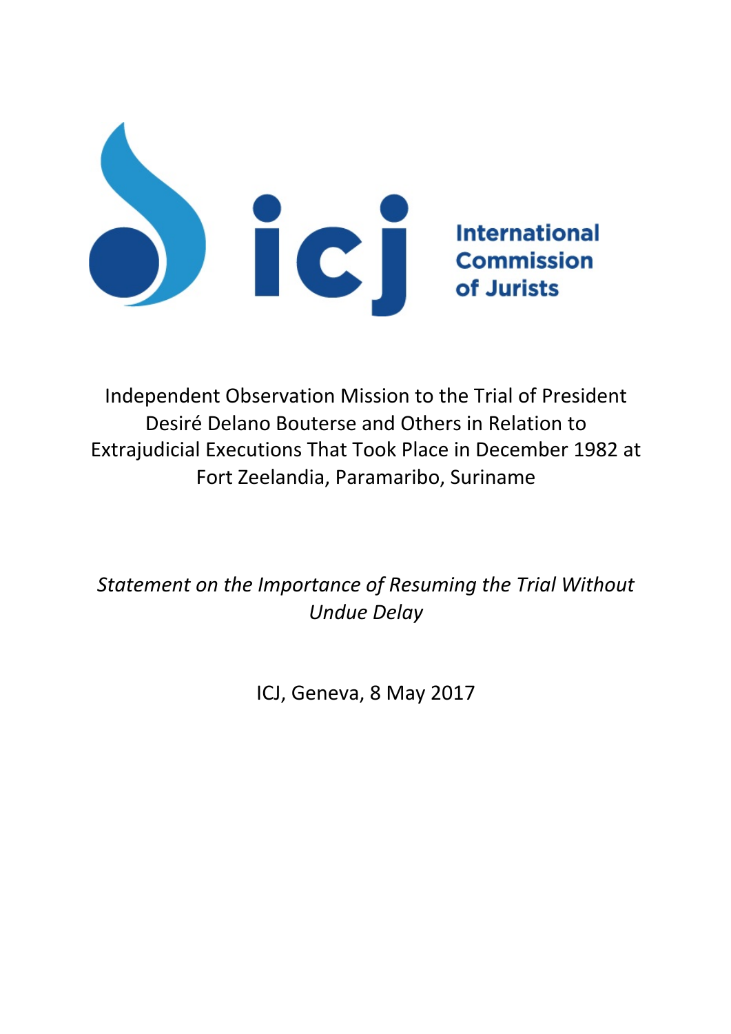icj International Commission of Jurists

# Independent Observation Mission to the Trial of President Desiré Delano Bouterse and Others in Relation to Extrajudicial Executions That Took Place in December 1982 at Fort Zeelandia, Paramaribo, Suriname

*Statement on the Importance of Resuming the Trial Without Undue Delay*

ICJ, Geneva, 8 May 2017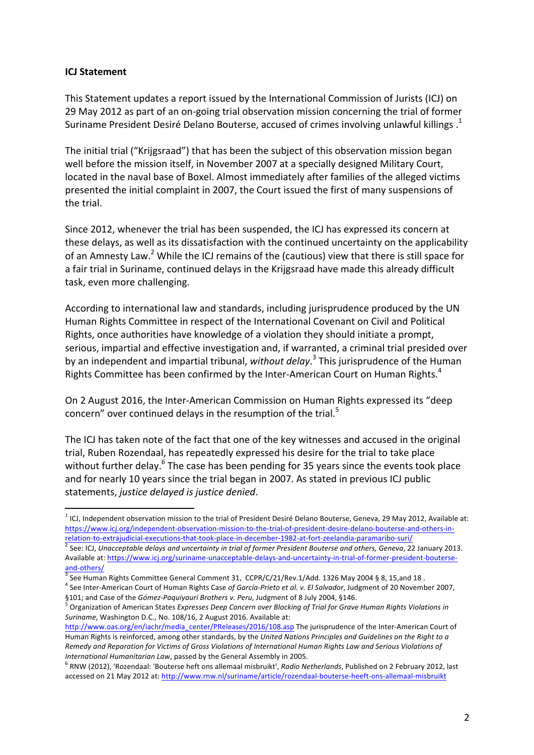**ICJ Statement**

This Statement updates a report issued by the International Commission of Jurists (ICJ) on 29 May 2012 as part of an on-going trial observation mission concerning the trial of former Suriname President Desiré Delano Bouterse, accused of crimes involving unlawful killings .[1]

The initial trial ("Krijgsraad") that has been the subject of this observation mission began well before the mission itself, in November 2007 at a specially designed Military Court, located in the naval base of Boxel. Almost immediately after families of the alleged victims presented the initial complaint in 2007, the Court issued the first of many suspensions of the trial.

Since 2012, whenever the trial has been suspended, the ICJ has expressed its concern at these delays, as well as its dissatisfaction with the continued uncertainty on the applicability of an Amnesty Law.[2] While the ICJ remains of the (cautious) view that there is still space for a fair trial in Suriname, continued delays in the Krijgsraad have made this already difficult task, even more challenging.

According to international law and standards, including jurisprudence produced by the UN Human Rights Committee in respect of the International Covenant on Civil and Political Rights, once authorities have knowledge of a violation they should initiate a prompt, serious, impartial and effective investigation and, if warranted, a criminal trial presided over by an independent and impartial tribunal, *without delay*.[3] This jurisprudence of the Human Rights Committee has been confirmed by the Inter-American Court on Human Rights.[4]

On 2 August 2016, the Inter-American Commission on Human Rights expressed its "deep concern" over continued delays in the resumption of the trial.[5]

The ICJ has taken note of the fact that one of the key witnesses and accused in the original trial, Ruben Rozendaal, has repeatedly expressed his desire for the trial to take place without further delay.[6] The case has been pending for 35 years since the events took place and for nearly 10 years since the trial began in 2007. As stated in previous ICJ public statements, *justice delayed is justice denied*.

---

[1] ICJ, Independent observation mission to the trial of President Desiré Delano Bouterse, Geneva, 29 May 2012, Available at: https://www.icj.org/independent-observation-mission-to-the-trial-of-president-desire-delano-bouterse-and-others-in-relation-to-extrajudicial-executions-that-took-place-in-december-1982-at-fort-zeelandia-paramaribo-suri/

[2] See: ICJ, *Unacceptable delays and uncertainty in trial of former President Bouterse and others, Geneva*, 22 January 2013. Available at: https://www.icj.org/suriname-unacceptable-delays-and-uncertainty-in-trial-of-former-president-bouterse-and-others/

[3] See Human Rights Committee General Comment 31, CCPR/C/21/Rev.1/Add. 1326 May 2004 § 8, 15,and 18 .

[4] See Inter-American Court of Human Rights Case *of García-Prieto et al. v. El Salvador*, Judgment of 20 November 2007, §101; and Case of the *Gómez-Paquiyauri Brothers v. Peru*, Judgment of 8 July 2004, §146.

[5] Organization of American States *Expresses Deep Concern over Blocking of Trial for Grave Human Rights Violations in Suriname*, Washington D.C., No. 108/16, 2 August 2016. Available at: http://www.oas.org/en/iachr/media_center/PReleases/2016/108.asp The jurisprudence of the Inter-American Court of Human Rights is reinforced, among other standards, by the *United Nations Principles and Guidelines on the Right to a Remedy and Reparation for Victims of Gross Violations of International Human Rights Law and Serious Violations of International Humanitarian Law*, passed by the General Assembly in 2005.

[6] RNW (2012), 'Rozendaal: 'Bouterse heft ons allemaal misbruikt', *Radio Netherlands*, Published on 2 February 2012, last accessed on 21 May 2012 at: http://www.rnw.nl/suriname/article/rozendaal-bouterse-heeft-ons-allemaal-misbruikt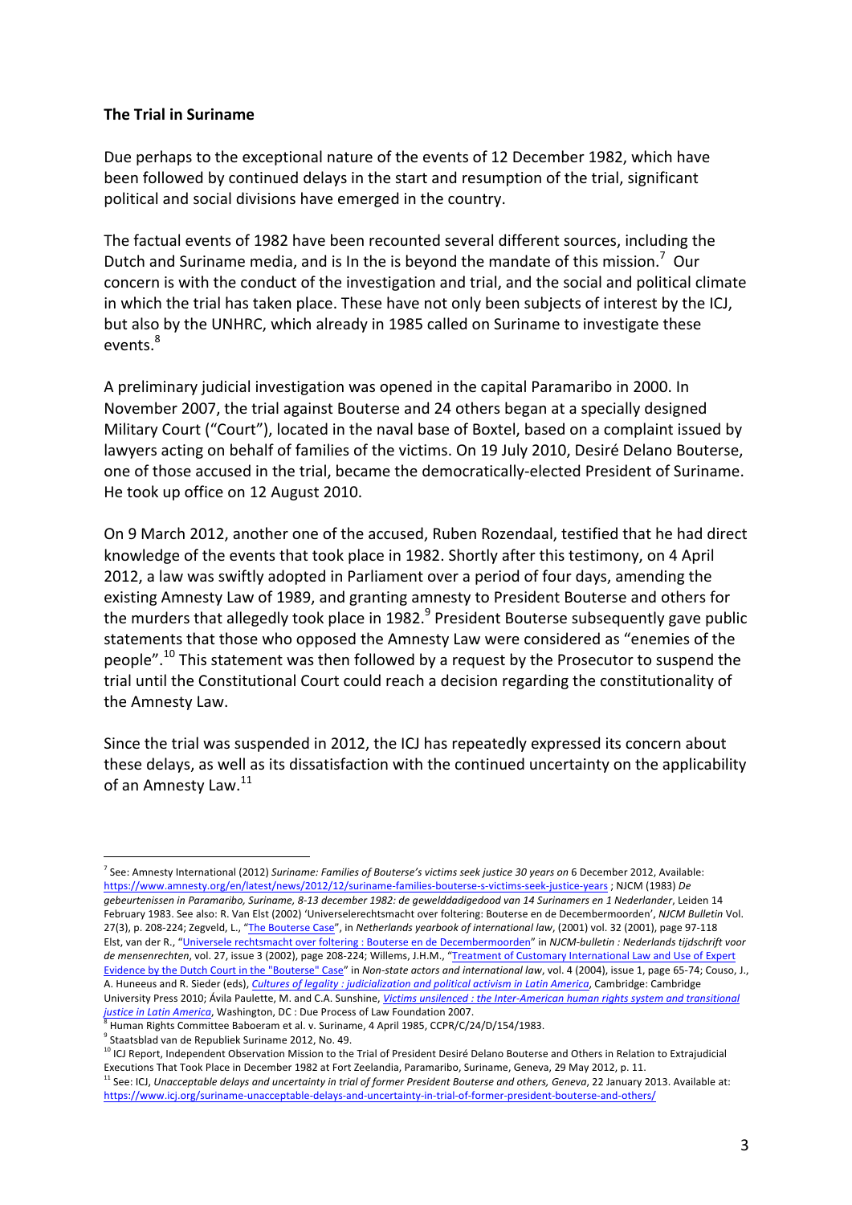**The Trial in Suriname**

Due perhaps to the exceptional nature of the events of 12 December 1982, which have been followed by continued delays in the start and resumption of the trial, significant political and social divisions have emerged in the country.

The factual events of 1982 have been recounted several different sources, including the Dutch and Suriname media, and is In the is beyond the mandate of this mission.[7] Our concern is with the conduct of the investigation and trial, and the social and political climate in which the trial has taken place. These have not only been subjects of interest by the ICJ, but also by the UNHRC, which already in 1985 called on Suriname to investigate these events.[8]

A preliminary judicial investigation was opened in the capital Paramaribo in 2000. In November 2007, the trial against Bouterse and 24 others began at a specially designed Military Court ("Court"), located in the naval base of Boxtel, based on a complaint issued by lawyers acting on behalf of families of the victims. On 19 July 2010, Desiré Delano Bouterse, one of those accused in the trial, became the democratically-elected President of Suriname. He took up office on 12 August 2010.

On 9 March 2012, another one of the accused, Ruben Rozendaal, testified that he had direct knowledge of the events that took place in 1982. Shortly after this testimony, on 4 April 2012, a law was swiftly adopted in Parliament over a period of four days, amending the existing Amnesty Law of 1989, and granting amnesty to President Bouterse and others for the murders that allegedly took place in 1982.[9] President Bouterse subsequently gave public statements that those who opposed the Amnesty Law were considered as "enemies of the people".[10] This statement was then followed by a request by the Prosecutor to suspend the trial until the Constitutional Court could reach a decision regarding the constitutionality of the Amnesty Law.

Since the trial was suspended in 2012, the ICJ has repeatedly expressed its concern about these delays, as well as its dissatisfaction with the continued uncertainty on the applicability of an Amnesty Law.[11]

---

[7] See: Amnesty International (2012) *Suriname: Families of Bouterse's victims seek justice 30 years on* 6 December 2012, Available: https://www.amnesty.org/en/latest/news/2012/12/suriname-families-bouterse-s-victims-seek-justice-years ; NJCM (1983) *De gebeurtenissen in Paramaribo, Suriname, 8-13 december 1982: de gewelddadigedood van 14 Surinamers en 1 Nederlander*, Leiden 14 February 1983. See also: R. Van Elst (2002) 'Universelerechtsmacht over foltering: Bouterse en de Decembermoorden', *NJCM Bulletin* Vol. 27(3), p. 208-224; Zegveld, L., "The Bouterse Case", in *Netherlands yearbook of international law*, (2001) vol. 32 (2001), page 97-118 Elst, van der R., "Universele rechtsmacht over foltering : Bouterse en de Decembermoorden" in *NJCM-bulletin : Nederlands tijdschrift voor de mensenrechten*, vol. 27, issue 3 (2002), page 208-224; Willems, J.H.M., "Treatment of Customary International Law and Use of Expert Evidence by the Dutch Court in the "Bouterse" Case" in *Non-state actors and international law*, vol. 4 (2004), issue 1, page 65-74; Couso, J., A. Huneeus and R. Sieder (eds), *Cultures of legality : judicialization and political activism in Latin America*, Cambridge: Cambridge University Press 2010; Ávila Paulette, M. and C.A. Sunshine, *Victims unsilenced : the Inter-American human rights system and transitional justice in Latin America*, Washington, DC : Due Process of Law Foundation 2007.

[8] Human Rights Committee Baboeram et al. v. Suriname, 4 April 1985, CCPR/C/24/D/154/1983.

[9] Staatsblad van de Republiek Suriname 2012, No. 49.

[10] ICJ Report, Independent Observation Mission to the Trial of President Desiré Delano Bouterse and Others in Relation to Extrajudicial Executions That Took Place in December 1982 at Fort Zeelandia, Paramaribo, Suriname, Geneva, 29 May 2012, p. 11.

[11] See: ICJ, *Unacceptable delays and uncertainty in trial of former President Bouterse and others, Geneva*, 22 January 2013. Available at: https://www.icj.org/suriname-unacceptable-delays-and-uncertainty-in-trial-of-former-president-bouterse-and-others/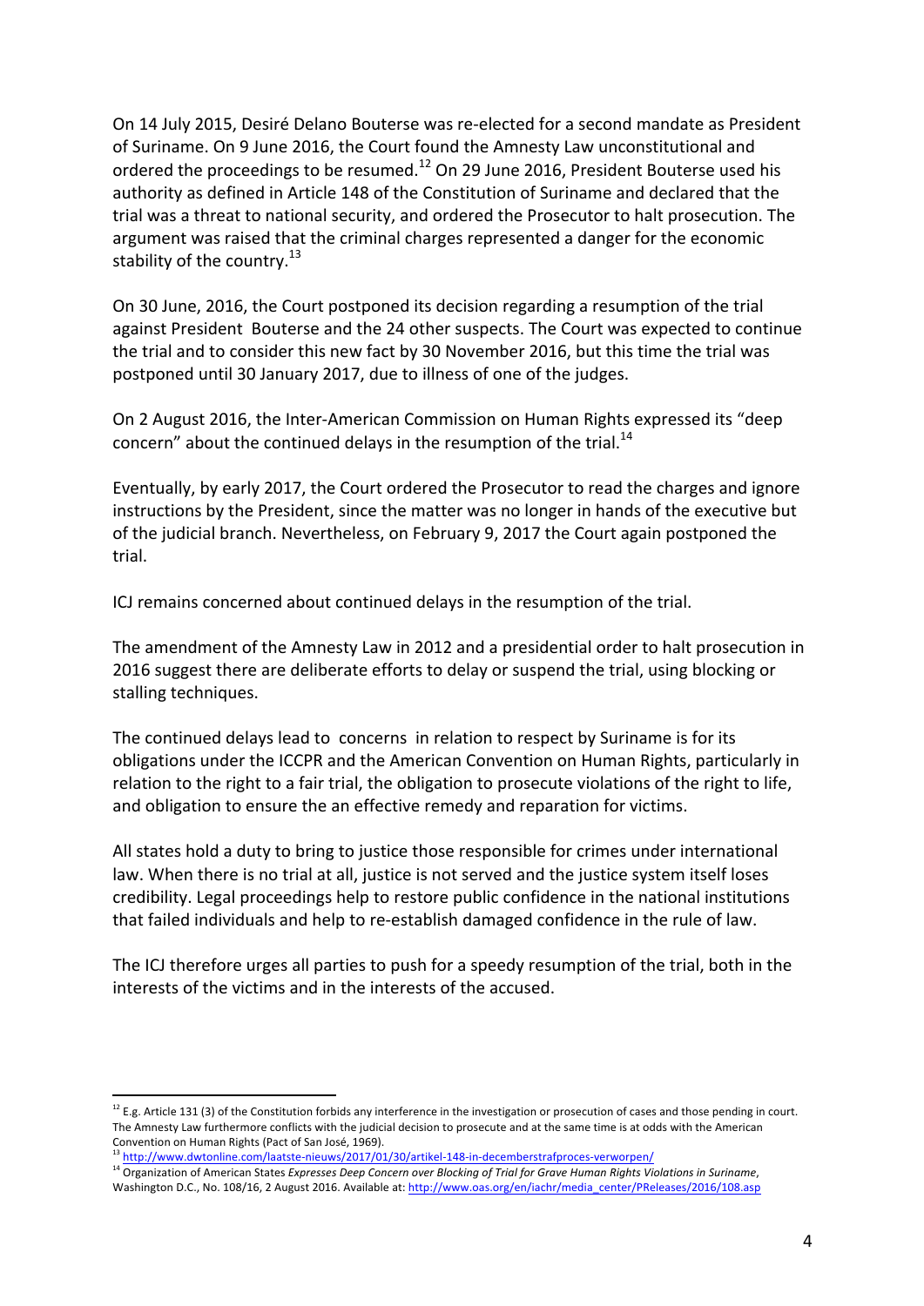On 14 July 2015, Desiré Delano Bouterse was re-elected for a second mandate as President of Suriname. On 9 June 2016, the Court found the Amnesty Law unconstitutional and ordered the proceedings to be resumed.[12] On 29 June 2016, President Bouterse used his authority as defined in Article 148 of the Constitution of Suriname and declared that the trial was a threat to national security, and ordered the Prosecutor to halt prosecution. The argument was raised that the criminal charges represented a danger for the economic stability of the country.[13]

On 30 June, 2016, the Court postponed its decision regarding a resumption of the trial against President Bouterse and the 24 other suspects. The Court was expected to continue the trial and to consider this new fact by 30 November 2016, but this time the trial was postponed until 30 January 2017, due to illness of one of the judges.

On 2 August 2016, the Inter-American Commission on Human Rights expressed its "deep concern" about the continued delays in the resumption of the trial.[14]

Eventually, by early 2017, the Court ordered the Prosecutor to read the charges and ignore instructions by the President, since the matter was no longer in hands of the executive but of the judicial branch. Nevertheless, on February 9, 2017 the Court again postponed the trial.

ICJ remains concerned about continued delays in the resumption of the trial.

The amendment of the Amnesty Law in 2012 and a presidential order to halt prosecution in 2016 suggest there are deliberate efforts to delay or suspend the trial, using blocking or stalling techniques.

The continued delays lead to concerns in relation to respect by Suriname is for its obligations under the ICCPR and the American Convention on Human Rights, particularly in relation to the right to a fair trial, the obligation to prosecute violations of the right to life, and obligation to ensure the an effective remedy and reparation for victims.

All states hold a duty to bring to justice those responsible for crimes under international law. When there is no trial at all, justice is not served and the justice system itself loses credibility. Legal proceedings help to restore public confidence in the national institutions that failed individuals and help to re-establish damaged confidence in the rule of law.

The ICJ therefore urges all parties to push for a speedy resumption of the trial, both in the interests of the victims and in the interests of the accused.

---

[12] E.g. Article 131 (3) of the Constitution forbids any interference in the investigation or prosecution of cases and those pending in court. The Amnesty Law furthermore conflicts with the judicial decision to prosecute and at the same time is at odds with the American Convention on Human Rights (Pact of San José, 1969).

[13] http://www.dwtonline.com/laatste-nieuws/2017/01/30/artikel-148-in-decemberstrafproces-verworpen/

[14] Organization of American States *Expresses Deep Concern over Blocking of Trial for Grave Human Rights Violations in Suriname*, Washington D.C., No. 108/16, 2 August 2016. Available at: http://www.oas.org/en/iachr/media_center/PReleases/2016/108.asp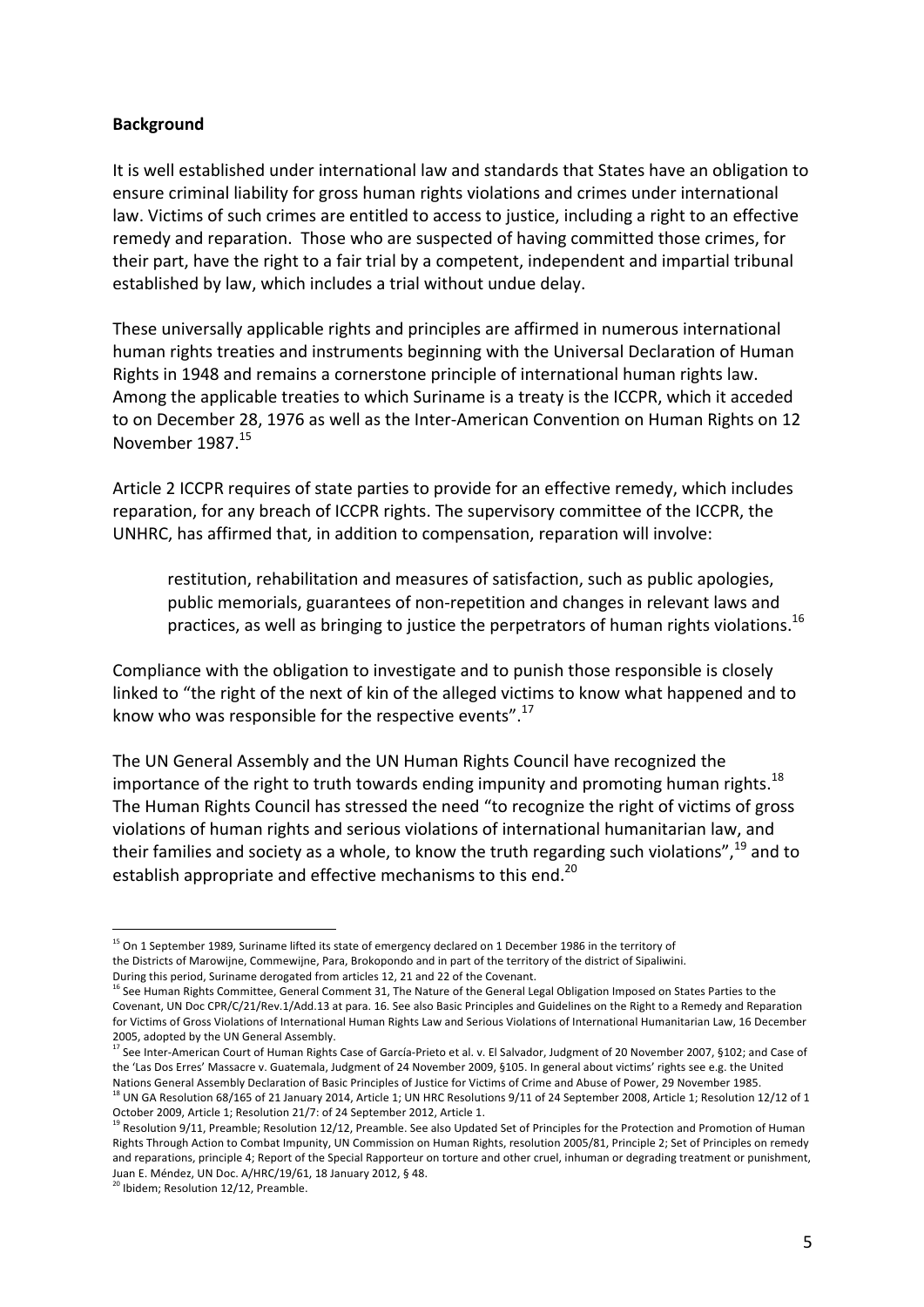**Background**

It is well established under international law and standards that States have an obligation to ensure criminal liability for gross human rights violations and crimes under international law. Victims of such crimes are entitled to access to justice, including a right to an effective remedy and reparation. Those who are suspected of having committed those crimes, for their part, have the right to a fair trial by a competent, independent and impartial tribunal established by law, which includes a trial without undue delay.

These universally applicable rights and principles are affirmed in numerous international human rights treaties and instruments beginning with the Universal Declaration of Human Rights in 1948 and remains a cornerstone principle of international human rights law. Among the applicable treaties to which Suriname is a treaty is the ICCPR, which it acceded to on December 28, 1976 as well as the Inter-American Convention on Human Rights on 12 November 1987.[15]

Article 2 ICCPR requires of state parties to provide for an effective remedy, which includes reparation, for any breach of ICCPR rights. The supervisory committee of the ICCPR, the UNHRC, has affirmed that, in addition to compensation, reparation will involve:

> restitution, rehabilitation and measures of satisfaction, such as public apologies, public memorials, guarantees of non-repetition and changes in relevant laws and practices, as well as bringing to justice the perpetrators of human rights violations.[16]

Compliance with the obligation to investigate and to punish those responsible is closely linked to "the right of the next of kin of the alleged victims to know what happened and to know who was responsible for the respective events".[17]

The UN General Assembly and the UN Human Rights Council have recognized the importance of the right to truth towards ending impunity and promoting human rights.[18] The Human Rights Council has stressed the need "to recognize the right of victims of gross violations of human rights and serious violations of international humanitarian law, and their families and society as a whole, to know the truth regarding such violations",[19] and to establish appropriate and effective mechanisms to this end.[20]

---

[15] On 1 September 1989, Suriname lifted its state of emergency declared on 1 December 1986 in the territory of the Districts of Marowijne, Commewijne, Para, Brokopondo and in part of the territory of the district of Sipaliwini. During this period, Suriname derogated from articles 12, 21 and 22 of the Covenant.

[16] See Human Rights Committee, General Comment 31, The Nature of the General Legal Obligation Imposed on States Parties to the Covenant, UN Doc CPR/C/21/Rev.1/Add.13 at para. 16. See also Basic Principles and Guidelines on the Right to a Remedy and Reparation for Victims of Gross Violations of International Human Rights Law and Serious Violations of International Humanitarian Law, 16 December 2005, adopted by the UN General Assembly.

[17] See Inter-American Court of Human Rights Case of García-Prieto et al. v. El Salvador, Judgment of 20 November 2007, §102; and Case of the 'Las Dos Erres' Massacre v. Guatemala, Judgment of 24 November 2009, §105. In general about victims' rights see e.g. the United Nations General Assembly Declaration of Basic Principles of Justice for Victims of Crime and Abuse of Power, 29 November 1985.

[18] UN GA Resolution 68/165 of 21 January 2014, Article 1; UN HRC Resolutions 9/11 of 24 September 2008, Article 1; Resolution 12/12 of 1 October 2009, Article 1; Resolution 21/7: of 24 September 2012, Article 1.

[19] Resolution 9/11, Preamble; Resolution 12/12, Preamble. See also Updated Set of Principles for the Protection and Promotion of Human Rights Through Action to Combat Impunity, UN Commission on Human Rights, resolution 2005/81, Principle 2; Set of Principles on remedy and reparations, principle 4; Report of the Special Rapporteur on torture and other cruel, inhuman or degrading treatment or punishment, Juan E. Méndez, UN Doc. A/HRC/19/61, 18 January 2012, § 48.

[20] Ibidem; Resolution 12/12, Preamble.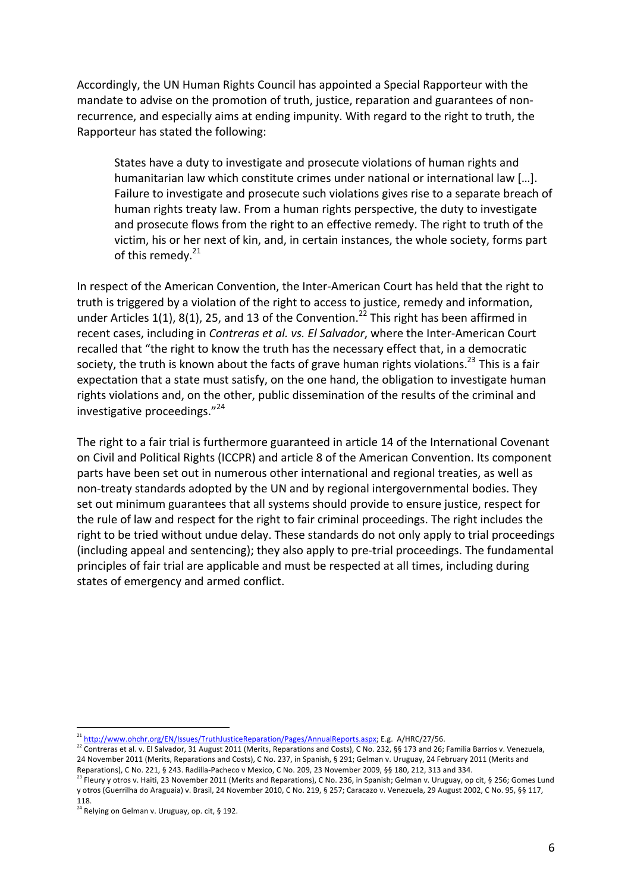Accordingly, the UN Human Rights Council has appointed a Special Rapporteur with the mandate to advise on the promotion of truth, justice, reparation and guarantees of non-recurrence, and especially aims at ending impunity. With regard to the right to truth, the Rapporteur has stated the following:

> States have a duty to investigate and prosecute violations of human rights and humanitarian law which constitute crimes under national or international law […]. Failure to investigate and prosecute such violations gives rise to a separate breach of human rights treaty law. From a human rights perspective, the duty to investigate and prosecute flows from the right to an effective remedy. The right to truth of the victim, his or her next of kin, and, in certain instances, the whole society, forms part of this remedy.[21]

In respect of the American Convention, the Inter-American Court has held that the right to truth is triggered by a violation of the right to access to justice, remedy and information, under Articles 1(1), 8(1), 25, and 13 of the Convention.[22] This right has been affirmed in recent cases, including in *Contreras et al. vs. El Salvador*, where the Inter-American Court recalled that "the right to know the truth has the necessary effect that, in a democratic society, the truth is known about the facts of grave human rights violations.[23] This is a fair expectation that a state must satisfy, on the one hand, the obligation to investigate human rights violations and, on the other, public dissemination of the results of the criminal and investigative proceedings."[24]

The right to a fair trial is furthermore guaranteed in article 14 of the International Covenant on Civil and Political Rights (ICCPR) and article 8 of the American Convention. Its component parts have been set out in numerous other international and regional treaties, as well as non-treaty standards adopted by the UN and by regional intergovernmental bodies. They set out minimum guarantees that all systems should provide to ensure justice, respect for the rule of law and respect for the right to fair criminal proceedings. The right includes the right to be tried without undue delay. These standards do not only apply to trial proceedings (including appeal and sentencing); they also apply to pre-trial proceedings. The fundamental principles of fair trial are applicable and must be respected at all times, including during states of emergency and armed conflict.

---

[21] http://www.ohchr.org/EN/Issues/TruthJusticeReparation/Pages/AnnualReports.aspx; E.g. A/HRC/27/56.

[22] Contreras et al. v. El Salvador, 31 August 2011 (Merits, Reparations and Costs), C No. 232, §§ 173 and 26; Familia Barrios v. Venezuela, 24 November 2011 (Merits, Reparations and Costs), C No. 237, in Spanish, § 291; Gelman v. Uruguay, 24 February 2011 (Merits and Reparations), C No. 221, § 243. Radilla-Pacheco v Mexico, C No. 209, 23 November 2009, §§ 180, 212, 313 and 334.

[23] Fleury y otros v. Haiti, 23 November 2011 (Merits and Reparations), C No. 236, in Spanish; Gelman v. Uruguay, op cit, § 256; Gomes Lund y otros (Guerrilha do Araguaia) v. Brasil, 24 November 2010, C No. 219, § 257; Caracazo v. Venezuela, 29 August 2002, C No. 95, §§ 117, 118.

[24] Relying on Gelman v. Uruguay, op. cit, § 192.